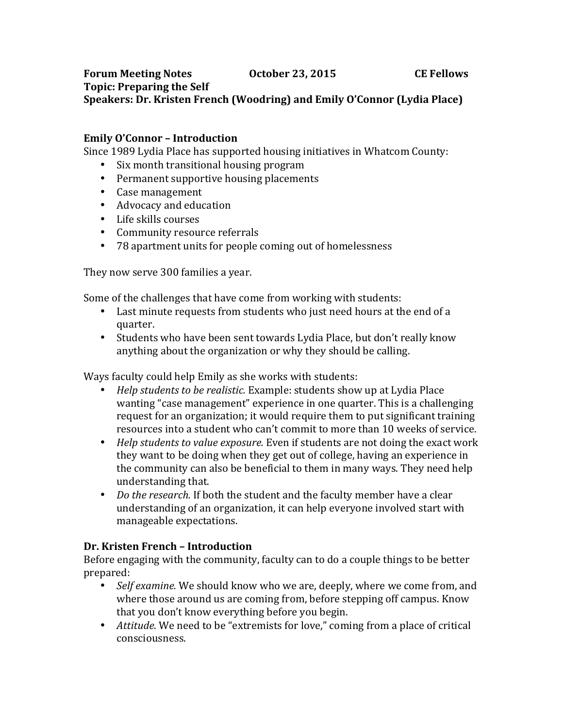**Forum Meeting Notes** **October 23, 2015** **CE Fellows**
**Topic: Preparing the Self**
**Speakers: Dr. Kristen French (Woodring) and Emily O'Connor (Lydia Place)**

### Emily O'Connor – Introduction

Since 1989 Lydia Place has supported housing initiatives in Whatcom County:

- Six month transitional housing program
- Permanent supportive housing placements
- Case management
- Advocacy and education
- Life skills courses
- Community resource referrals
- 78 apartment units for people coming out of homelessness

They now serve 300 families a year.

Some of the challenges that have come from working with students:

- Last minute requests from students who just need hours at the end of a quarter.
- Students who have been sent towards Lydia Place, but don't really know anything about the organization or why they should be calling.

Ways faculty could help Emily as she works with students:

- *Help students to be realistic.* Example: students show up at Lydia Place wanting "case management" experience in one quarter. This is a challenging request for an organization; it would require them to put significant training resources into a student who can't commit to more than 10 weeks of service.
- *Help students to value exposure.* Even if students are not doing the exact work they want to be doing when they get out of college, having an experience in the community can also be beneficial to them in many ways. They need help understanding that.
- *Do the research.* If both the student and the faculty member have a clear understanding of an organization, it can help everyone involved start with manageable expectations.

### Dr. Kristen French – Introduction

Before engaging with the community, faculty can to do a couple things to be better prepared:

- *Self examine.* We should know who we are, deeply, where we come from, and where those around us are coming from, before stepping off campus. Know that you don't know everything before you begin.
- *Attitude.* We need to be "extremists for love," coming from a place of critical consciousness.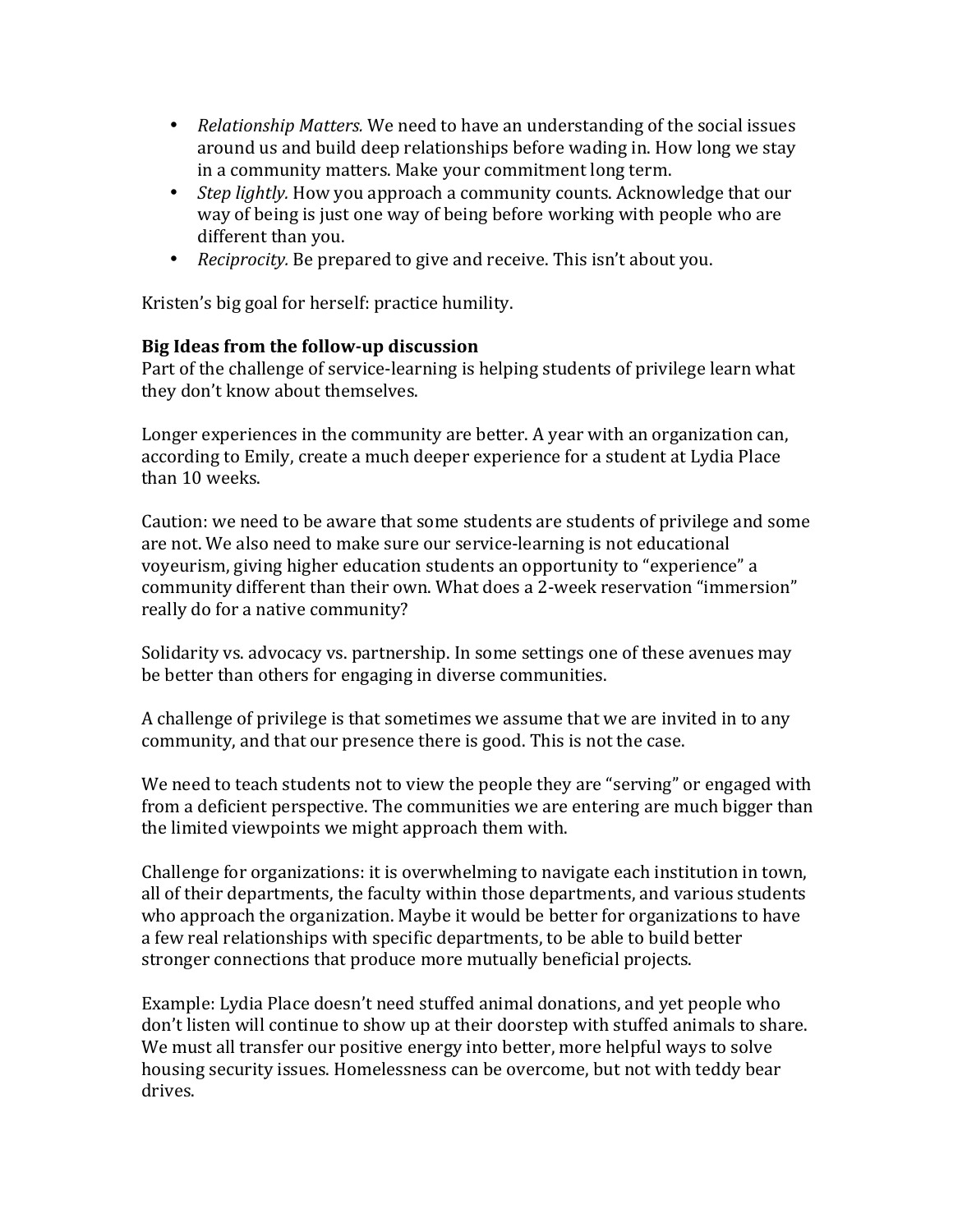- *Relationship Matters.* We need to have an understanding of the social issues around us and build deep relationships before wading in. How long we stay in a community matters. Make your commitment long term.
- *Step lightly.* How you approach a community counts. Acknowledge that our way of being is just one way of being before working with people who are different than you.
- *Reciprocity.* Be prepared to give and receive. This isn't about you.

Kristen's big goal for herself: practice humility.

**Big Ideas from the follow-up discussion**

Part of the challenge of service-learning is helping students of privilege learn what they don't know about themselves.

Longer experiences in the community are better. A year with an organization can, according to Emily, create a much deeper experience for a student at Lydia Place than 10 weeks.

Caution: we need to be aware that some students are students of privilege and some are not. We also need to make sure our service-learning is not educational voyeurism, giving higher education students an opportunity to "experience" a community different than their own. What does a 2-week reservation "immersion" really do for a native community?

Solidarity vs. advocacy vs. partnership. In some settings one of these avenues may be better than others for engaging in diverse communities.

A challenge of privilege is that sometimes we assume that we are invited in to any community, and that our presence there is good. This is not the case.

We need to teach students not to view the people they are "serving" or engaged with from a deficient perspective. The communities we are entering are much bigger than the limited viewpoints we might approach them with.

Challenge for organizations: it is overwhelming to navigate each institution in town, all of their departments, the faculty within those departments, and various students who approach the organization. Maybe it would be better for organizations to have a few real relationships with specific departments, to be able to build better stronger connections that produce more mutually beneficial projects.

Example: Lydia Place doesn't need stuffed animal donations, and yet people who don't listen will continue to show up at their doorstep with stuffed animals to share. We must all transfer our positive energy into better, more helpful ways to solve housing security issues. Homelessness can be overcome, but not with teddy bear drives.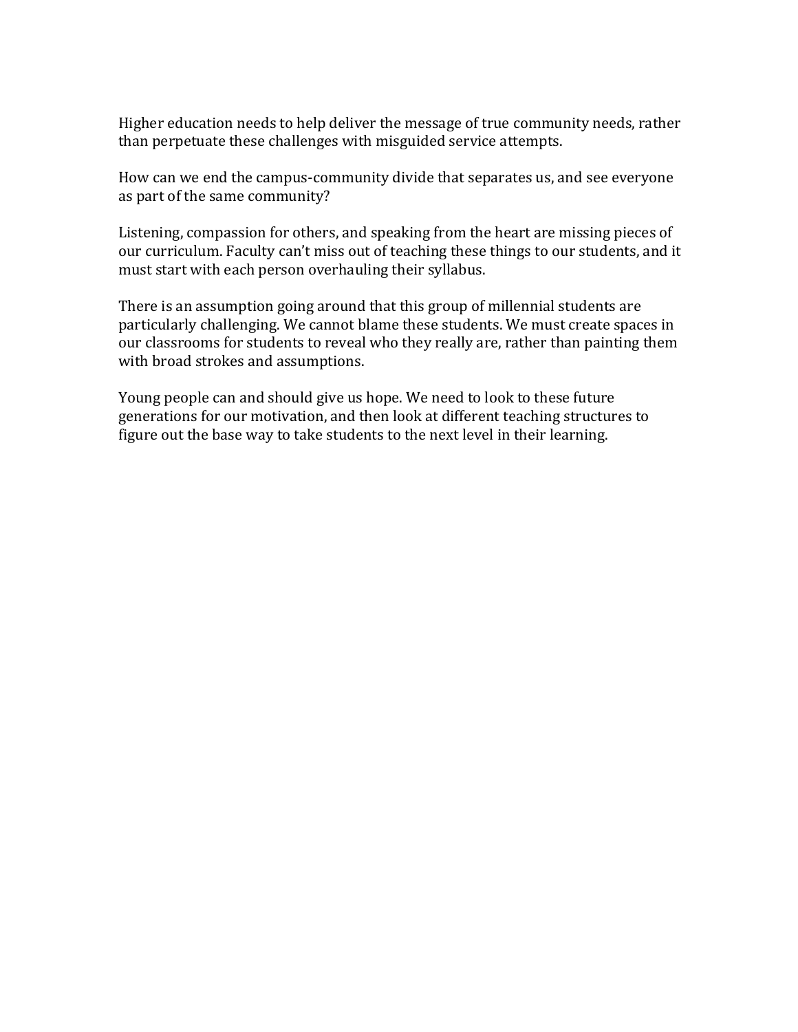Higher education needs to help deliver the message of true community needs, rather than perpetuate these challenges with misguided service attempts.

How can we end the campus-community divide that separates us, and see everyone as part of the same community?

Listening, compassion for others, and speaking from the heart are missing pieces of our curriculum. Faculty can't miss out of teaching these things to our students, and it must start with each person overhauling their syllabus.

There is an assumption going around that this group of millennial students are particularly challenging. We cannot blame these students. We must create spaces in our classrooms for students to reveal who they really are, rather than painting them with broad strokes and assumptions.

Young people can and should give us hope. We need to look to these future generations for our motivation, and then look at different teaching structures to figure out the base way to take students to the next level in their learning.